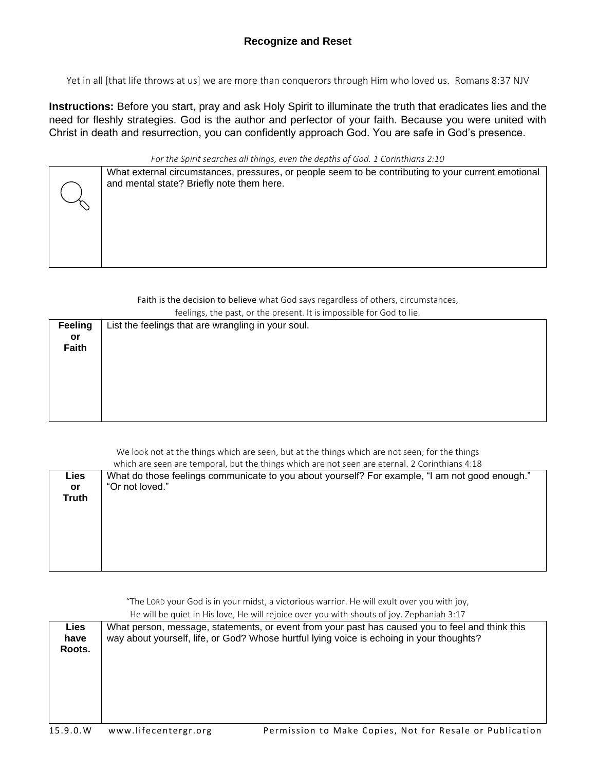## Recognize and Reset

Yet in all [that life throws at us] we are more than conquerors through Him who loved us. Romans 8:37 NJV

**Instructions:** Before you start, pray and ask Holy Spirit to illuminate the truth that eradicates lies and the need for fleshly strategies. God is the author and perfector of your faith. Because you were united with Christ in death and resurrection, you can confidently approach God. You are safe in God's presence.

*For the Spirit searches all things, even the depths of God. 1 Corinthians 2:10*

| | |
|---|---|
| | What external circumstances, pressures, or people seem to be contributing to your current emotional and mental state? Briefly note them here. |

Faith is the decision to believe what God says regardless of others, circumstances, feelings, the past, or the present. It is impossible for God to lie.

| | |
|---|---|
| **Feeling or Faith** | List the feelings that are wrangling in your soul. |

We look not at the things which are seen, but at the things which are not seen; for the things which are seen are temporal, but the things which are not seen are eternal. 2 Corinthians 4:18

| | |
|---|---|
| **Lies or Truth** | What do those feelings communicate to you about yourself? For example, "I am not good enough." "Or not loved." |

"The LORD your God is in your midst, a victorious warrior. He will exult over you with joy, He will be quiet in His love, He will rejoice over you with shouts of joy. Zephaniah 3:17

| | |
|---|---|
| **Lies have Roots.** | What person, message, statements, or event from your past has caused you to feel and think this way about yourself, life, or God? Whose hurtful lying voice is echoing in your thoughts? |

15.9.0.W www.lifecentergr.org Permission to Make Copies, Not for Resale or Publication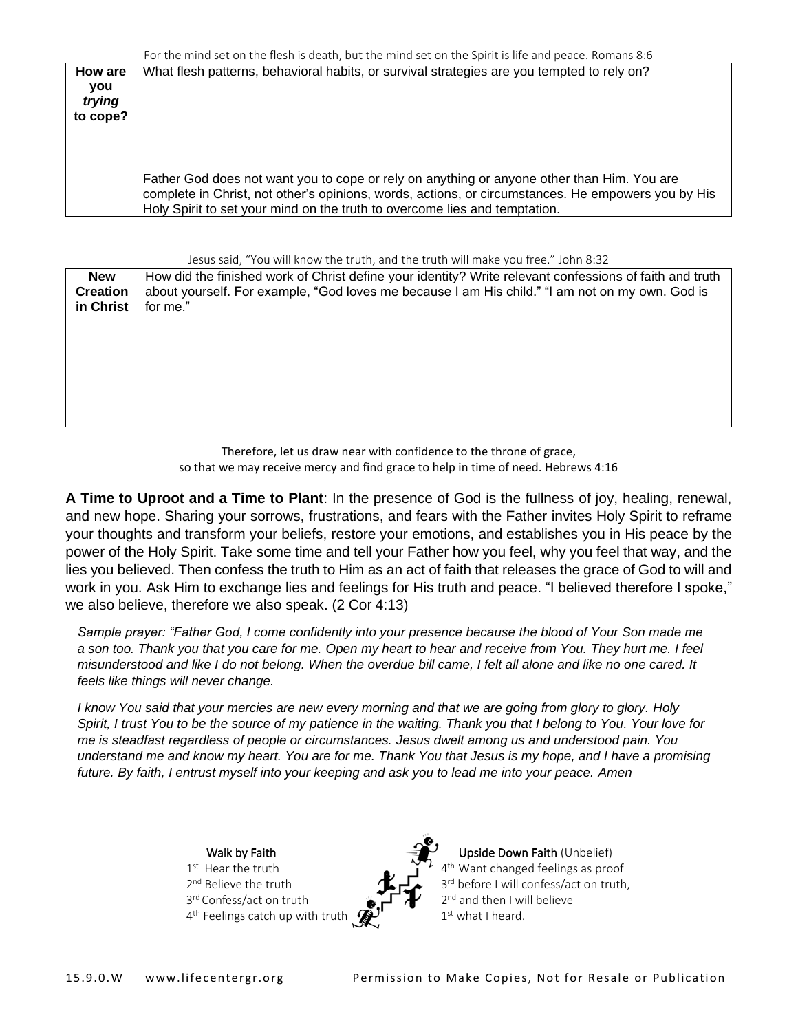For the mind set on the flesh is death, but the mind set on the Spirit is life and peace. Romans 8:6

| | |
|---|---|
| **How are you *trying* to cope?** | What flesh patterns, behavioral habits, or survival strategies are you tempted to rely on?<br><br><br><br>Father God does not want you to cope or rely on anything or anyone other than Him. You are complete in Christ, not other's opinions, words, actions, or circumstances. He empowers you by His Holy Spirit to set your mind on the truth to overcome lies and temptation. |

Jesus said, "You will know the truth, and the truth will make you free." John 8:32

| | |
|---|---|
| **New Creation in Christ** | How did the finished work of Christ define your identity? Write relevant confessions of faith and truth about yourself. For example, "God loves me because I am His child." "I am not on my own. God is for me." |

Therefore, let us draw near with confidence to the throne of grace, so that we may receive mercy and find grace to help in time of need. Hebrews 4:16

**A Time to Uproot and a Time to Plant**: In the presence of God is the fullness of joy, healing, renewal, and new hope. Sharing your sorrows, frustrations, and fears with the Father invites Holy Spirit to reframe your thoughts and transform your beliefs, restore your emotions, and establishes you in His peace by the power of the Holy Spirit. Take some time and tell your Father how you feel, why you feel that way, and the lies you believed. Then confess the truth to Him as an act of faith that releases the grace of God to will and work in you. Ask Him to exchange lies and feelings for His truth and peace. "I believed therefore I spoke," we also believe, therefore we also speak. (2 Cor 4:13)

*Sample prayer: "Father God, I come confidently into your presence because the blood of Your Son made me a son too. Thank you that you care for me. Open my heart to hear and receive from You. They hurt me. I feel misunderstood and like I do not belong. When the overdue bill came, I felt all alone and like no one cared. It feels like things will never change.*

*I know You said that your mercies are new every morning and that we are going from glory to glory. Holy Spirit, I trust You to be the source of my patience in the waiting. Thank you that I belong to You. Your love for me is steadfast regardless of people or circumstances. Jesus dwelt among us and understood pain. You understand me and know my heart. You are for me. Thank You that Jesus is my hope, and I have a promising future. By faith, I entrust myself into your keeping and ask you to lead me into your peace. Amen*

Walk by Faith
1st Hear the truth
2nd Believe the truth
3rd Confess/act on truth
4th Feelings catch up with truth

Upside Down Faith (Unbelief)
4th Want changed feelings as proof
3rd before I will confess/act on truth,
2nd and then I will believe
1st what I heard.

15.9.0.W www.lifecentergr.org Permission to Make Copies, Not for Resale or Publication